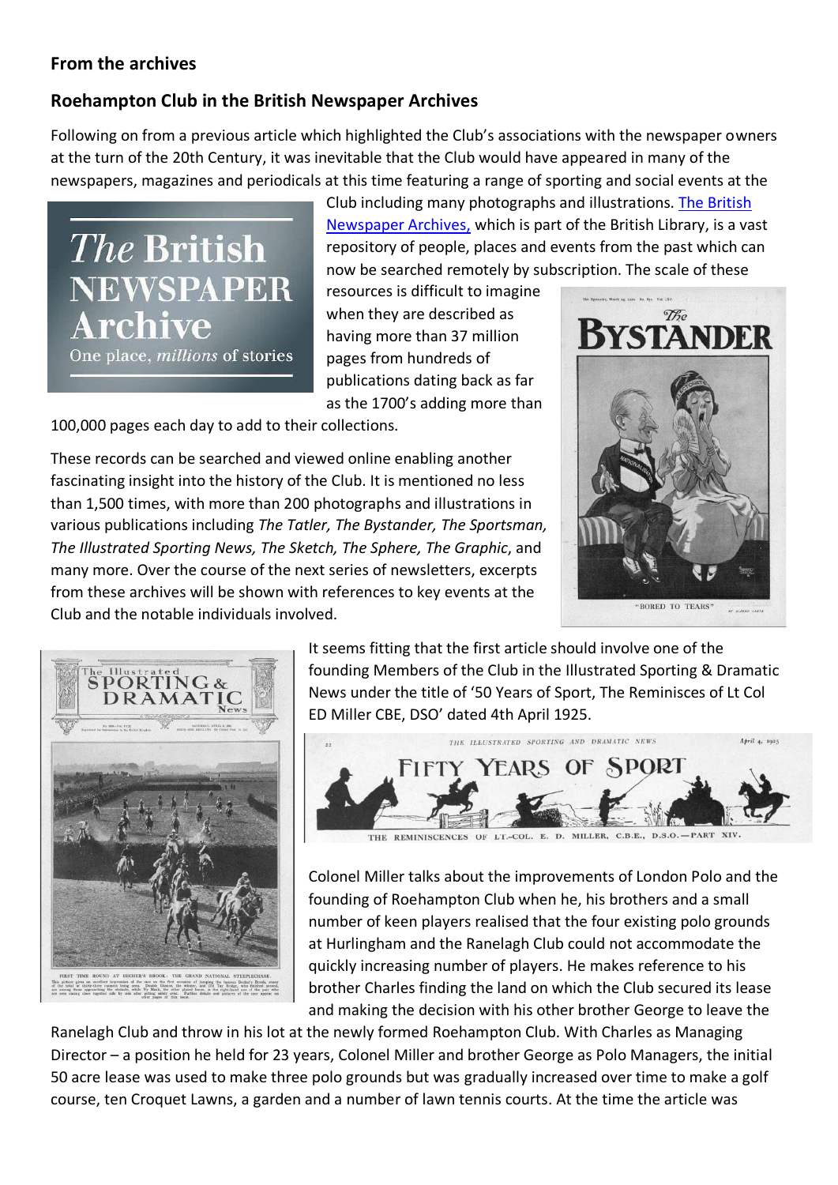## From the archives

## Roehampton Club in the British Newspaper Archives

Following on from a previous article which highlighted the Club's associations with the newspaper owners at the turn of the 20th Century, it was inevitable that the Club would have appeared in many of the newspapers, magazines and periodicals at this time featuring a range of sporting and social events at the Club including many photographs and illustrations. The British Newspaper Archives, which is part of the British Library, is a vast repository of people, places and events from the past which can now be searched remotely by subscription. The scale of these resources is difficult to imagine when they are described as having more than 37 million pages from hundreds of publications dating back as far as the 1700's adding more than 100,000 pages each day to add to their collections.

These records can be searched and viewed online enabling another fascinating insight into the history of the Club. It is mentioned no less than 1,500 times, with more than 200 photographs and illustrations in various publications including *The Tatler, The Bystander, The Sportsman, The Illustrated Sporting News, The Sketch, The Sphere, The Graphic*, and many more. Over the course of the next series of newsletters, excerpts from these archives will be shown with references to key events at the Club and the notable individuals involved.

It seems fitting that the first article should involve one of the founding Members of the Club in the Illustrated Sporting & Dramatic News under the title of '50 Years of Sport, The Reminisces of Lt Col ED Miller CBE, DSO' dated 4th April 1925.

Colonel Miller talks about the improvements of London Polo and the founding of Roehampton Club when he, his brothers and a small number of keen players realised that the four existing polo grounds at Hurlingham and the Ranelagh Club could not accommodate the quickly increasing number of players. He makes reference to his brother Charles finding the land on which the Club secured its lease and making the decision with his other brother George to leave the Ranelagh Club and throw in his lot at the newly formed Roehampton Club. With Charles as Managing Director – a position he held for 23 years, Colonel Miller and brother George as Polo Managers, the initial 50 acre lease was used to make three polo grounds but was gradually increased over time to make a golf course, ten Croquet Lawns, a garden and a number of lawn tennis courts. At the time the article was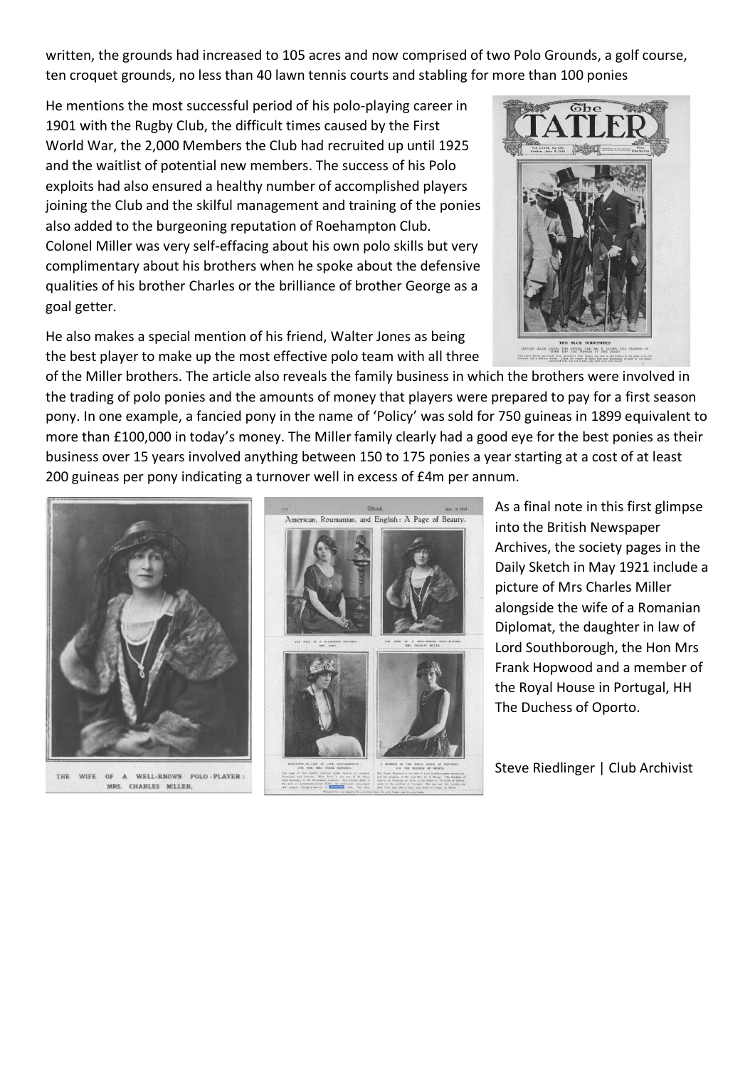written, the grounds had increased to 105 acres and now comprised of two Polo Grounds, a golf course, ten croquet grounds, no less than 40 lawn tennis courts and stabling for more than 100 ponies

He mentions the most successful period of his polo-playing career in 1901 with the Rugby Club, the difficult times caused by the First World War, the 2,000 Members the Club had recruited up until 1925 and the waitlist of potential new members. The success of his Polo exploits had also ensured a healthy number of accomplished players joining the Club and the skilful management and training of the ponies also added to the burgeoning reputation of Roehampton Club. Colonel Miller was very self-effacing about his own polo skills but very complimentary about his brothers when he spoke about the defensive qualities of his brother Charles or the brilliance of brother George as a goal getter.

He also makes a special mention of his friend, Walter Jones as being the best player to make up the most effective polo team with all three of the Miller brothers. The article also reveals the family business in which the brothers were involved in the trading of polo ponies and the amounts of money that players were prepared to pay for a first season pony. In one example, a fancied pony in the name of 'Policy' was sold for 750 guineas in 1899 equivalent to more than £100,000 in today's money. The Miller family clearly had a good eye for the best ponies as their business over 15 years involved anything between 150 to 175 ponies a year starting at a cost of at least 200 guineas per pony indicating a turnover well in excess of £4m per annum.

THE WIFE OF A WELL-KNOWN POLO-PLAYER: MRS. CHARLES MILLER.

As a final note in this first glimpse into the British Newspaper Archives, the society pages in the Daily Sketch in May 1921 include a picture of Mrs Charles Miller alongside the wife of a Romanian Diplomat, the daughter in law of Lord Southborough, the Hon Mrs Frank Hopwood and a member of the Royal House in Portugal, HH The Duchess of Oporto.

Steve Riedlinger | Club Archivist